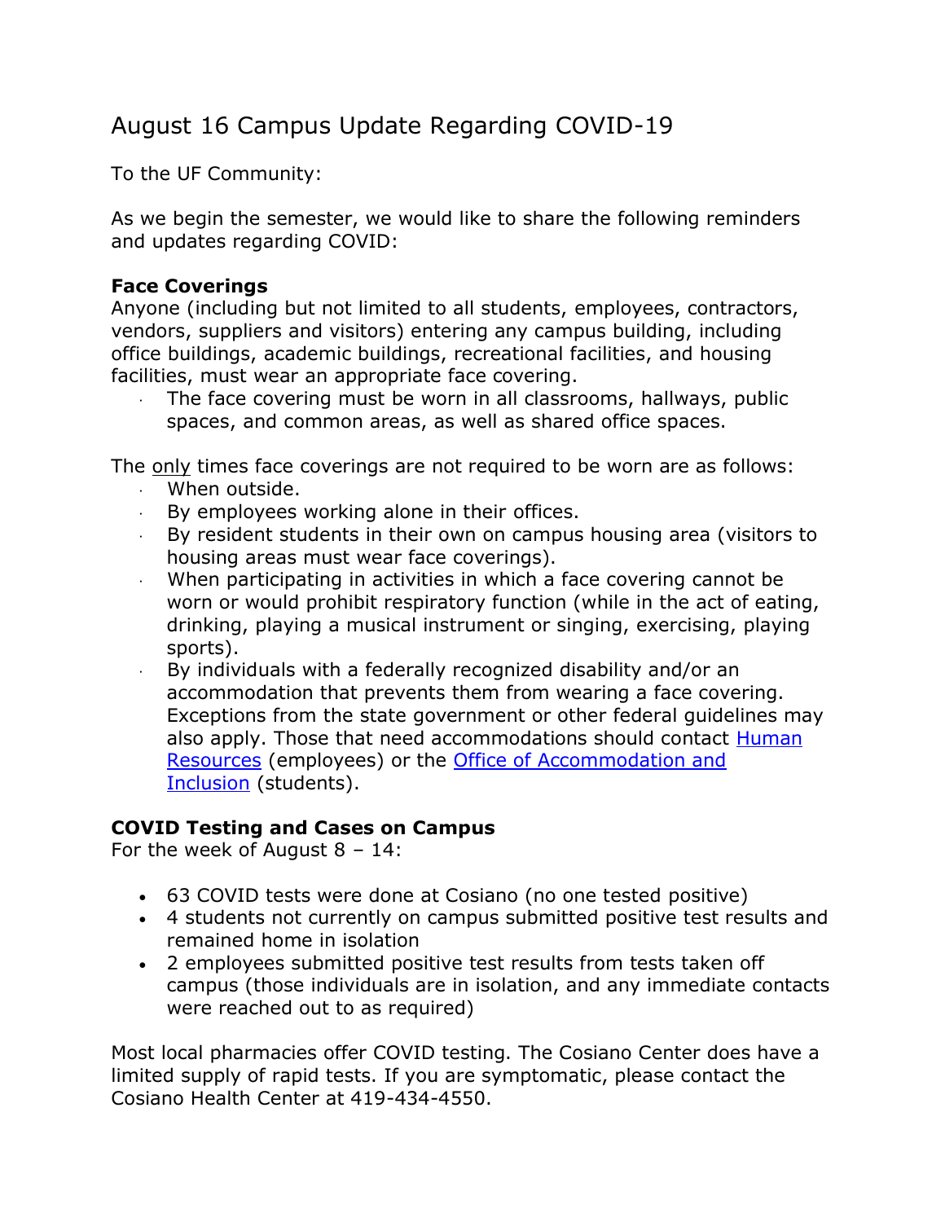# August 16 Campus Update Regarding COVID-19

To the UF Community:

As we begin the semester, we would like to share the following reminders and updates regarding COVID:

**Face Coverings**

Anyone (including but not limited to all students, employees, contractors, vendors, suppliers and visitors) entering any campus building, including office buildings, academic buildings, recreational facilities, and housing facilities, must wear an appropriate face covering.

- The face covering must be worn in all classrooms, hallways, public spaces, and common areas, as well as shared office spaces.

The only times face coverings are not required to be worn are as follows:

- When outside.
- By employees working alone in their offices.
- By resident students in their own on campus housing area (visitors to housing areas must wear face coverings).
- When participating in activities in which a face covering cannot be worn or would prohibit respiratory function (while in the act of eating, drinking, playing a musical instrument or singing, exercising, playing sports).
- By individuals with a federally recognized disability and/or an accommodation that prevents them from wearing a face covering. Exceptions from the state government or other federal guidelines may also apply. Those that need accommodations should contact Human Resources (employees) or the Office of Accommodation and Inclusion (students).

**COVID Testing and Cases on Campus**

For the week of August 8 – 14:

- 63 COVID tests were done at Cosiano (no one tested positive)
- 4 students not currently on campus submitted positive test results and remained home in isolation
- 2 employees submitted positive test results from tests taken off campus (those individuals are in isolation, and any immediate contacts were reached out to as required)

Most local pharmacies offer COVID testing. The Cosiano Center does have a limited supply of rapid tests. If you are symptomatic, please contact the Cosiano Health Center at 419-434-4550.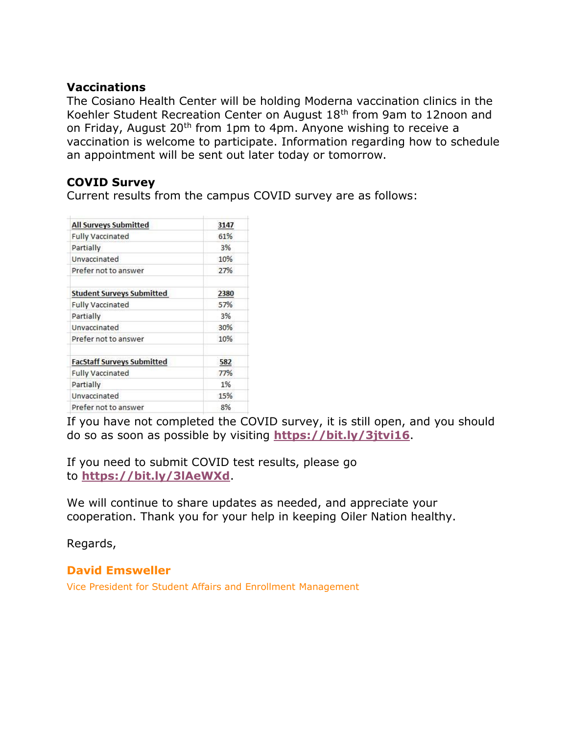**Vaccinations**

The Cosiano Health Center will be holding Moderna vaccination clinics in the Koehler Student Recreation Center on August 18th from 9am to 12noon and on Friday, August 20th from 1pm to 4pm. Anyone wishing to receive a vaccination is welcome to participate. Information regarding how to schedule an appointment will be sent out later today or tomorrow.

**COVID Survey**

Current results from the campus COVID survey are as follows:

| | |
|---|---|
| **All Surveys Submitted** | **3147** |
| Fully Vaccinated | 61% |
| Partially | 3% |
| Unvaccinated | 10% |
| Prefer not to answer | 27% |
| | |
| **Student Surveys Submitted** | **2380** |
| Fully Vaccinated | 57% |
| Partially | 3% |
| Unvaccinated | 30% |
| Prefer not to answer | 10% |
| | |
| **FacStaff Surveys Submitted** | **582** |
| Fully Vaccinated | 77% |
| Partially | 1% |
| Unvaccinated | 15% |
| Prefer not to answer | 8% |

If you have not completed the COVID survey, it is still open, and you should do so as soon as possible by visiting **https://bit.ly/3jtvi16**.

If you need to submit COVID test results, please go to **https://bit.ly/3lAeWXd**.

We will continue to share updates as needed, and appreciate your cooperation. Thank you for your help in keeping Oiler Nation healthy.

Regards,

**David Emsweller**

Vice President for Student Affairs and Enrollment Management